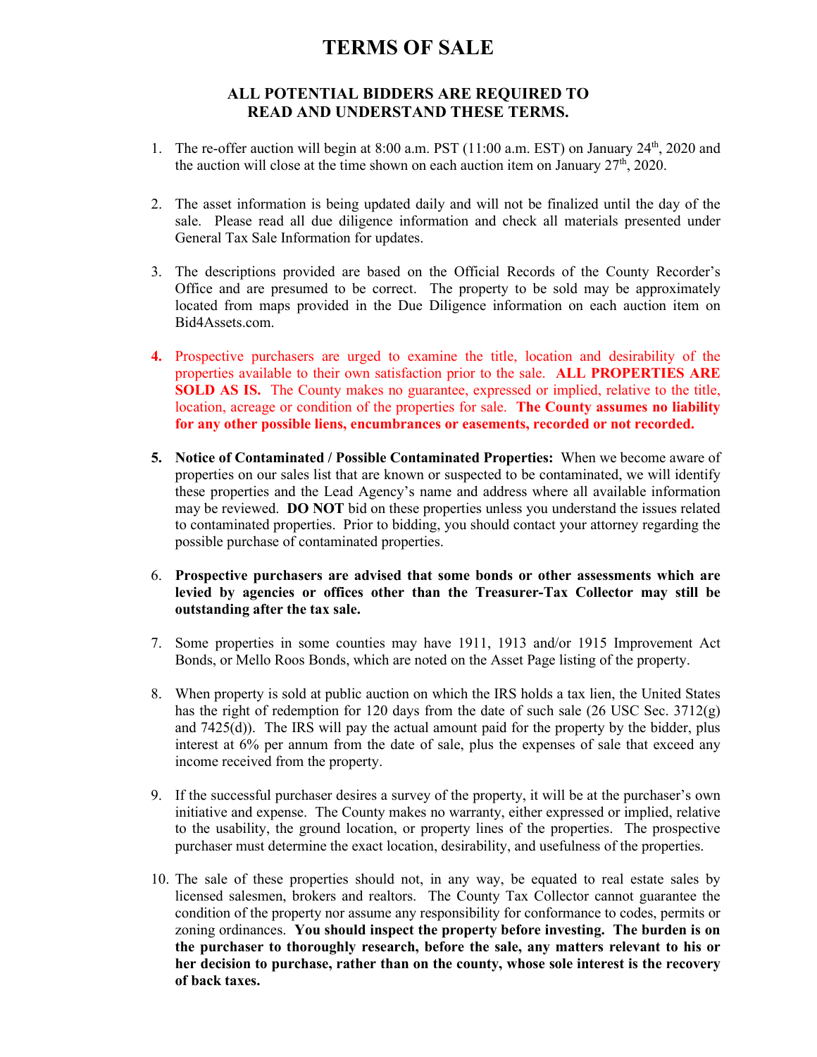# TERMS OF SALE

## ALL POTENTIAL BIDDERS ARE REQUIRED TO READ AND UNDERSTAND THESE TERMS.

1. The re-offer auction will begin at 8:00 a.m. PST (11:00 a.m. EST) on January 24th, 2020 and the auction will close at the time shown on each auction item on January 27th, 2020.

2. The asset information is being updated daily and will not be finalized until the day of the sale. Please read all due diligence information and check all materials presented under General Tax Sale Information for updates.

3. The descriptions provided are based on the Official Records of the County Recorder's Office and are presumed to be correct. The property to be sold may be approximately located from maps provided in the Due Diligence information on each auction item on Bid4Assets.com.

4. Prospective purchasers are urged to examine the title, location and desirability of the properties available to their own satisfaction prior to the sale. **ALL PROPERTIES ARE SOLD AS IS.** The County makes no guarantee, expressed or implied, relative to the title, location, acreage or condition of the properties for sale. **The County assumes no liability for any other possible liens, encumbrances or easements, recorded or not recorded.**

5. **Notice of Contaminated / Possible Contaminated Properties:** When we become aware of properties on our sales list that are known or suspected to be contaminated, we will identify these properties and the Lead Agency's name and address where all available information may be reviewed. **DO NOT** bid on these properties unless you understand the issues related to contaminated properties. Prior to bidding, you should contact your attorney regarding the possible purchase of contaminated properties.

6. **Prospective purchasers are advised that some bonds or other assessments which are levied by agencies or offices other than the Treasurer-Tax Collector may still be outstanding after the tax sale.**

7. Some properties in some counties may have 1911, 1913 and/or 1915 Improvement Act Bonds, or Mello Roos Bonds, which are noted on the Asset Page listing of the property.

8. When property is sold at public auction on which the IRS holds a tax lien, the United States has the right of redemption for 120 days from the date of such sale (26 USC Sec. 3712(g) and 7425(d)). The IRS will pay the actual amount paid for the property by the bidder, plus interest at 6% per annum from the date of sale, plus the expenses of sale that exceed any income received from the property.

9. If the successful purchaser desires a survey of the property, it will be at the purchaser's own initiative and expense. The County makes no warranty, either expressed or implied, relative to the usability, the ground location, or property lines of the properties. The prospective purchaser must determine the exact location, desirability, and usefulness of the properties.

10. The sale of these properties should not, in any way, be equated to real estate sales by licensed salesmen, brokers and realtors. The County Tax Collector cannot guarantee the condition of the property nor assume any responsibility for conformance to codes, permits or zoning ordinances. **You should inspect the property before investing. The burden is on the purchaser to thoroughly research, before the sale, any matters relevant to his or her decision to purchase, rather than on the county, whose sole interest is the recovery of back taxes.**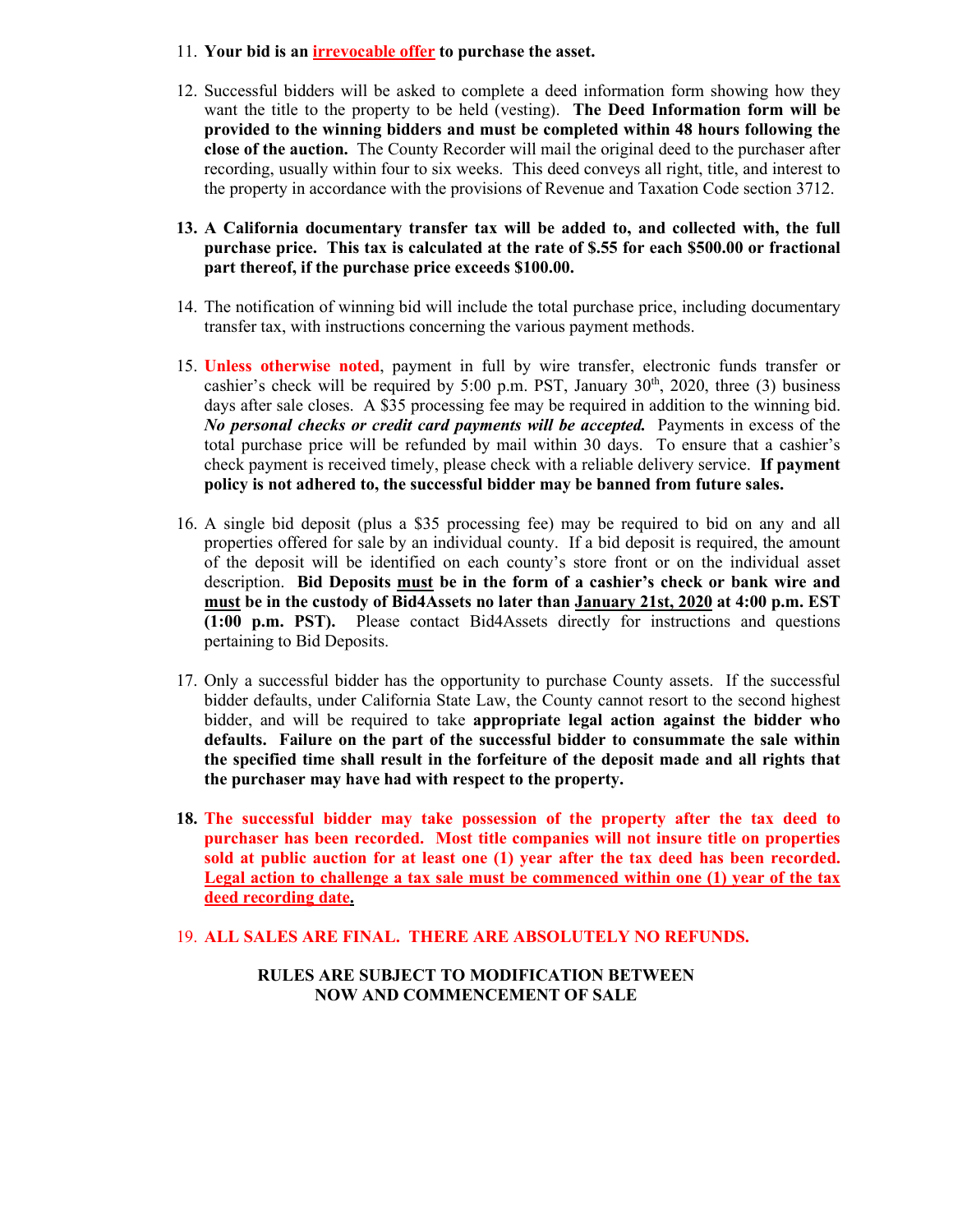11. **Your bid is an irrevocable offer to purchase the asset.**

12. Successful bidders will be asked to complete a deed information form showing how they want the title to the property to be held (vesting). **The Deed Information form will be provided to the winning bidders and must be completed within 48 hours following the close of the auction.** The County Recorder will mail the original deed to the purchaser after recording, usually within four to six weeks. This deed conveys all right, title, and interest to the property in accordance with the provisions of Revenue and Taxation Code section 3712.

13. **A California documentary transfer tax will be added to, and collected with, the full purchase price. This tax is calculated at the rate of $.55 for each $500.00 or fractional part thereof, if the purchase price exceeds $100.00.**

14. The notification of winning bid will include the total purchase price, including documentary transfer tax, with instructions concerning the various payment methods.

15. **Unless otherwise noted**, payment in full by wire transfer, electronic funds transfer or cashier's check will be required by 5:00 p.m. PST, January 30th, 2020, three (3) business days after sale closes. A $35 processing fee may be required in addition to the winning bid. ***No personal checks or credit card payments will be accepted.*** Payments in excess of the total purchase price will be refunded by mail within 30 days. To ensure that a cashier's check payment is received timely, please check with a reliable delivery service. **If payment policy is not adhered to, the successful bidder may be banned from future sales.**

16. A single bid deposit (plus a $35 processing fee) may be required to bid on any and all properties offered for sale by an individual county. If a bid deposit is required, the amount of the deposit will be identified on each county's store front or on the individual asset description. **Bid Deposits must be in the form of a cashier's check or bank wire and must be in the custody of Bid4Assets no later than January 21st, 2020 at 4:00 p.m. EST (1:00 p.m. PST).** Please contact Bid4Assets directly for instructions and questions pertaining to Bid Deposits.

17. Only a successful bidder has the opportunity to purchase County assets. If the successful bidder defaults, under California State Law, the County cannot resort to the second highest bidder, and will be required to take **appropriate legal action against the bidder who defaults. Failure on the part of the successful bidder to consummate the sale within the specified time shall result in the forfeiture of the deposit made and all rights that the purchaser may have had with respect to the property.**

18. **The successful bidder may take possession of the property after the tax deed to purchaser has been recorded. Most title companies will not insure title on properties sold at public auction for at least one (1) year after the tax deed has been recorded. Legal action to challenge a tax sale must be commenced within one (1) year of the tax deed recording date.**

19. **ALL SALES ARE FINAL. THERE ARE ABSOLUTELY NO REFUNDS.**

**RULES ARE SUBJECT TO MODIFICATION BETWEEN NOW AND COMMENCEMENT OF SALE**